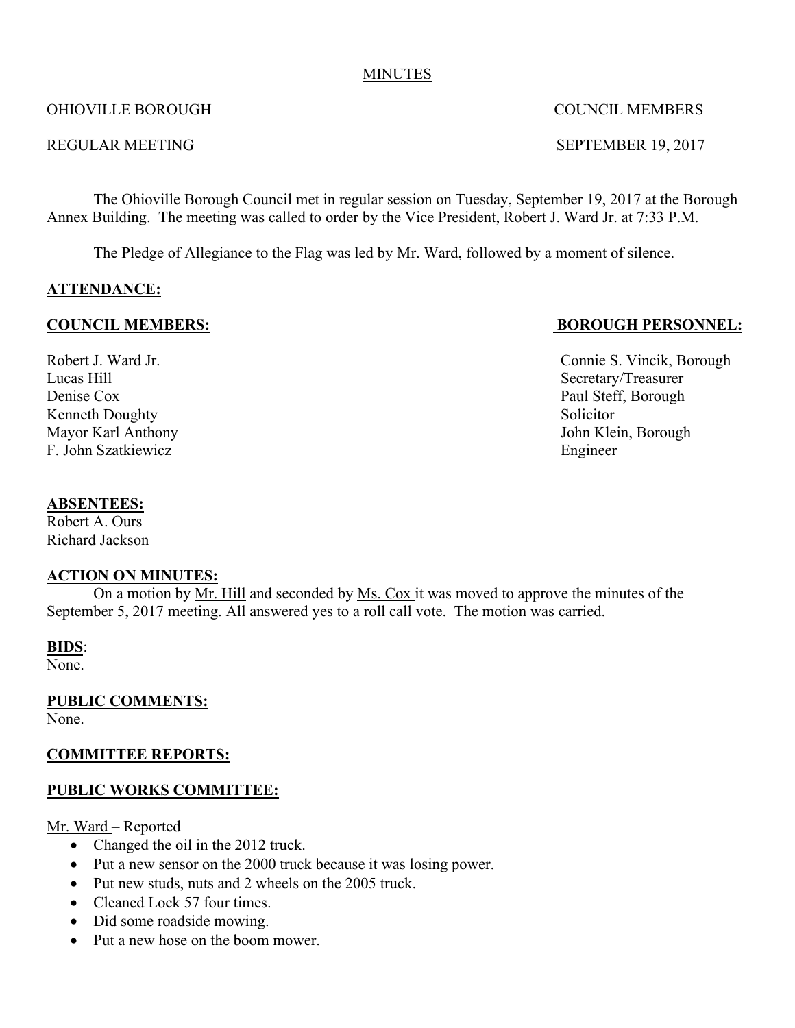MINUTES

OHIOVILLE BOROUGH COUNCIL MEMBERS

REGULAR MEETING SEPTEMBER 19, 2017

The Ohioville Borough Council met in regular session on Tuesday, September 19, 2017 at the Borough Annex Building. The meeting was called to order by the Vice President, Robert J. Ward Jr. at 7:33 P.M.

The Pledge of Allegiance to the Flag was led by Mr. Ward, followed by a moment of silence.

**ATTENDANCE:**

**COUNCIL MEMBERS:**

Robert J. Ward Jr.
Lucas Hill
Denise Cox
Kenneth Doughty
Mayor Karl Anthony
F. John Szatkiewicz

**BOROUGH PERSONNEL:**

Connie S. Vincik, Borough Secretary/Treasurer
Paul Steff, Borough Solicitor
John Klein, Borough Engineer

**ABSENTEES:**
Robert A. Ours
Richard Jackson

**ACTION ON MINUTES:**

On a motion by Mr. Hill and seconded by Ms. Cox it was moved to approve the minutes of the September 5, 2017 meeting. All answered yes to a roll call vote. The motion was carried.

**BIDS**:
None.

**PUBLIC COMMENTS:**
None.

**COMMITTEE REPORTS:**

**PUBLIC WORKS COMMITTEE:**

Mr. Ward – Reported

- Changed the oil in the 2012 truck.
- Put a new sensor on the 2000 truck because it was losing power.
- Put new studs, nuts and 2 wheels on the 2005 truck.
- Cleaned Lock 57 four times.
- Did some roadside mowing.
- Put a new hose on the boom mower.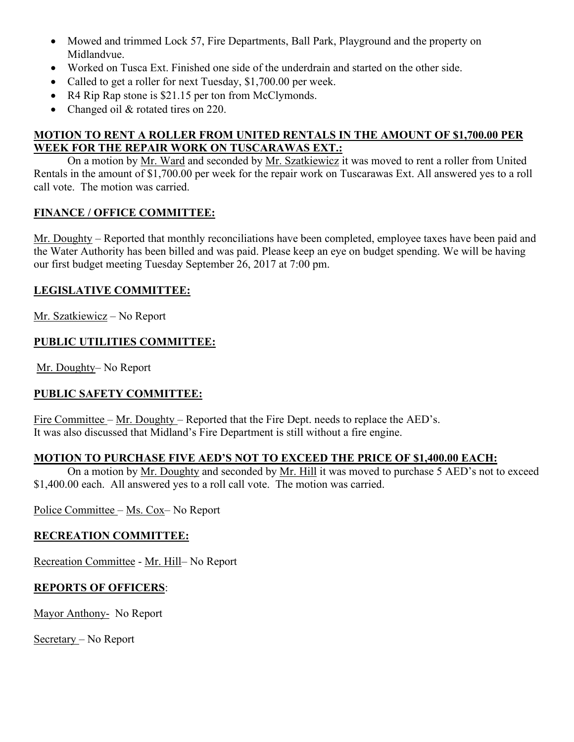- Mowed and trimmed Lock 57, Fire Departments, Ball Park, Playground and the property on Midlandvue.
- Worked on Tusca Ext. Finished one side of the underdrain and started on the other side.
- Called to get a roller for next Tuesday, $1,700.00 per week.
- R4 Rip Rap stone is $21.15 per ton from McClymonds.
- Changed oil & rotated tires on 220.

**MOTION TO RENT A ROLLER FROM UNITED RENTALS IN THE AMOUNT OF $1,700.00 PER WEEK FOR THE REPAIR WORK ON TUSCARAWAS EXT.:**

On a motion by Mr. Ward and seconded by Mr. Szatkiewicz it was moved to rent a roller from United Rentals in the amount of $1,700.00 per week for the repair work on Tuscarawas Ext. All answered yes to a roll call vote. The motion was carried.

**FINANCE / OFFICE COMMITTEE:**

Mr. Doughty – Reported that monthly reconciliations have been completed, employee taxes have been paid and the Water Authority has been billed and was paid. Please keep an eye on budget spending. We will be having our first budget meeting Tuesday September 26, 2017 at 7:00 pm.

**LEGISLATIVE COMMITTEE:**

Mr. Szatkiewicz – No Report

**PUBLIC UTILITIES COMMITTEE:**

Mr. Doughty– No Report

**PUBLIC SAFETY COMMITTEE:**

Fire Committee – Mr. Doughty – Reported that the Fire Dept. needs to replace the AED's.
It was also discussed that Midland's Fire Department is still without a fire engine.

**MOTION TO PURCHASE FIVE AED'S NOT TO EXCEED THE PRICE OF $1,400.00 EACH:**

On a motion by Mr. Doughty and seconded by Mr. Hill it was moved to purchase 5 AED's not to exceed $1,400.00 each. All answered yes to a roll call vote. The motion was carried.

Police Committee – Ms. Cox– No Report

**RECREATION COMMITTEE:**

Recreation Committee - Mr. Hill– No Report

**REPORTS OF OFFICERS**:

Mayor Anthony- No Report

Secretary – No Report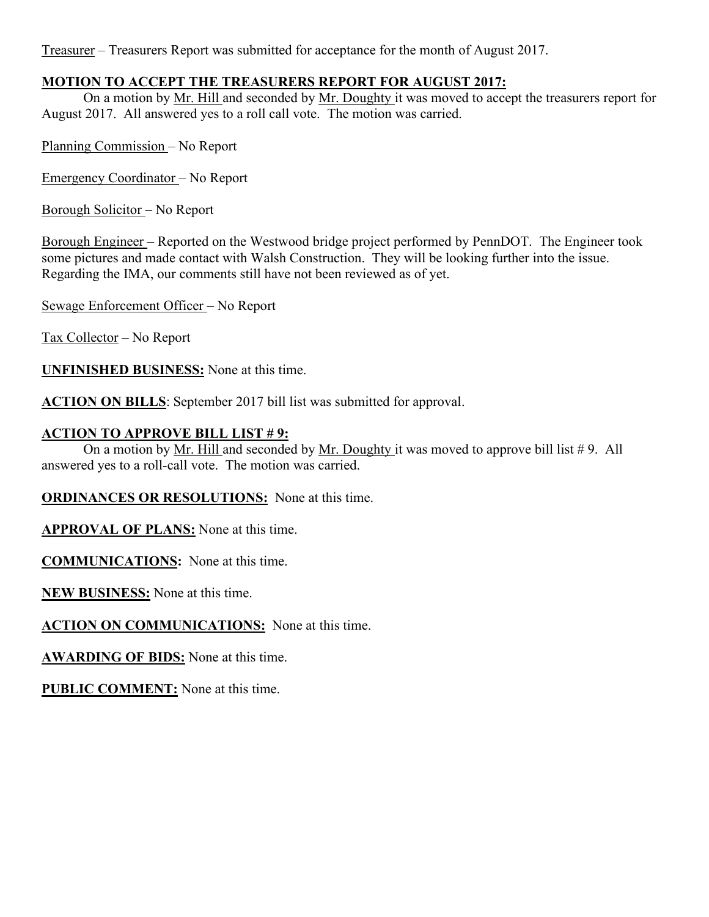Treasurer – Treasurers Report was submitted for acceptance for the month of August 2017.

**MOTION TO ACCEPT THE TREASURERS REPORT FOR AUGUST 2017:**

On a motion by Mr. Hill and seconded by Mr. Doughty it was moved to accept the treasurers report for August 2017. All answered yes to a roll call vote. The motion was carried.

Planning Commission – No Report

Emergency Coordinator – No Report

Borough Solicitor – No Report

Borough Engineer – Reported on the Westwood bridge project performed by PennDOT. The Engineer took some pictures and made contact with Walsh Construction. They will be looking further into the issue. Regarding the IMA, our comments still have not been reviewed as of yet.

Sewage Enforcement Officer – No Report

Tax Collector – No Report

**UNFINISHED BUSINESS:** None at this time.

**ACTION ON BILLS**: September 2017 bill list was submitted for approval.

**ACTION TO APPROVE BILL LIST # 9:**

On a motion by Mr. Hill and seconded by Mr. Doughty it was moved to approve bill list # 9. All answered yes to a roll-call vote. The motion was carried.

**ORDINANCES OR RESOLUTIONS:** None at this time.

**APPROVAL OF PLANS:** None at this time.

**COMMUNICATIONS:** None at this time.

**NEW BUSINESS:** None at this time.

**ACTION ON COMMUNICATIONS:** None at this time.

**AWARDING OF BIDS:** None at this time.

**PUBLIC COMMENT:** None at this time.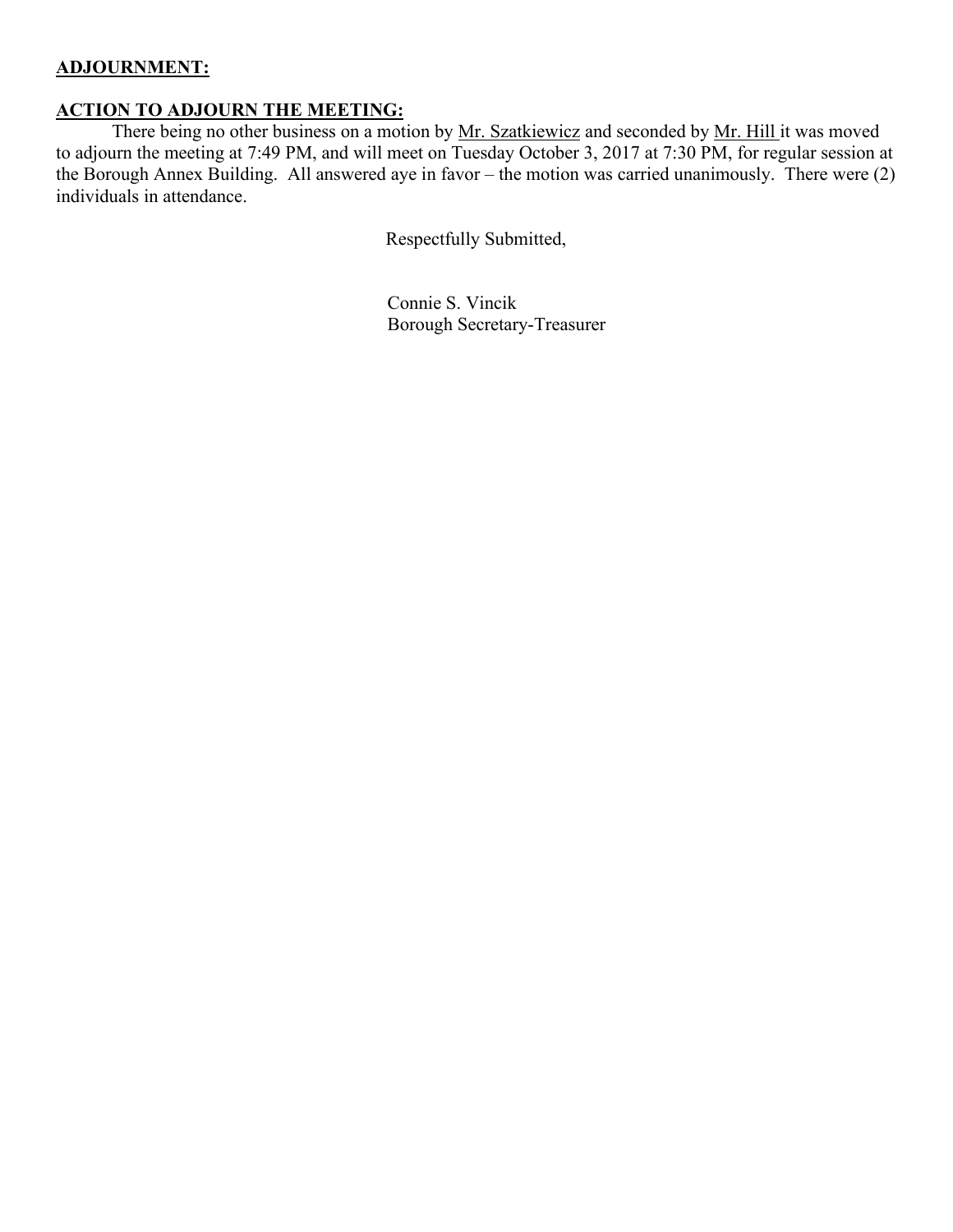**ADJOURNMENT:**

**ACTION TO ADJOURN THE MEETING:**

There being no other business on a motion by Mr. Szatkiewicz and seconded by Mr. Hill it was moved to adjourn the meeting at 7:49 PM, and will meet on Tuesday October 3, 2017 at 7:30 PM, for regular session at the Borough Annex Building. All answered aye in favor – the motion was carried unanimously. There were (2) individuals in attendance.

Respectfully Submitted,

Connie S. Vincik
Borough Secretary-Treasurer